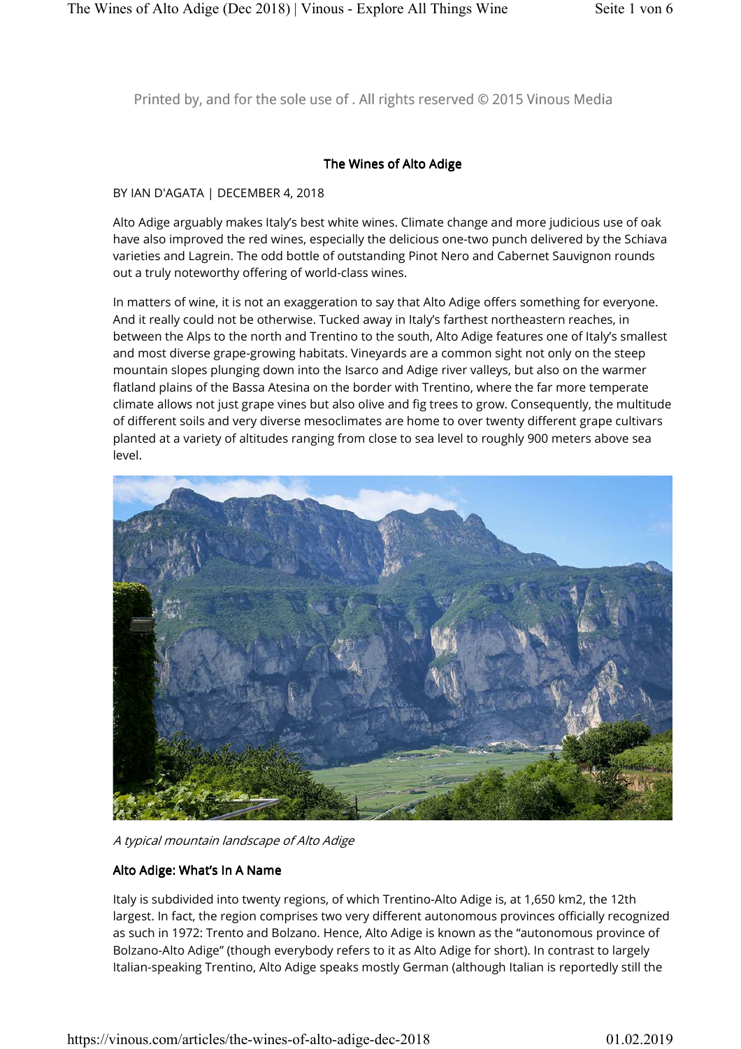Printed by, and for the sole use of . All rights reserved © 2015 Vinous Media

# The Wines of Alto Adige

BY IAN D'AGATA | DECEMBER 4, 2018

Alto Adige arguably makes Italy's best white wines. Climate change and more judicious use of oak have also improved the red wines, especially the delicious one-two punch delivered by the Schiava varieties and Lagrein. The odd bottle of outstanding Pinot Nero and Cabernet Sauvignon rounds out a truly noteworthy offering of world-class wines.

In matters of wine, it is not an exaggeration to say that Alto Adige offers something for everyone. And it really could not be otherwise. Tucked away in Italy's farthest northeastern reaches, in between the Alps to the north and Trentino to the south, Alto Adige features one of Italy's smallest and most diverse grape-growing habitats. Vineyards are a common sight not only on the steep mountain slopes plunging down into the Isarco and Adige river valleys, but also on the warmer flatland plains of the Bassa Atesina on the border with Trentino, where the far more temperate climate allows not just grape vines but also olive and fig trees to grow. Consequently, the multitude of different soils and very diverse mesoclimates are home to over twenty different grape cultivars planted at a variety of altitudes ranging from close to sea level to roughly 900 meters above sea level.

*A typical mountain landscape of Alto Adige*

## Alto Adige: What's In A Name

Italy is subdivided into twenty regions, of which Trentino-Alto Adige is, at 1,650 km2, the 12th largest. In fact, the region comprises two very different autonomous provinces officially recognized as such in 1972: Trento and Bolzano. Hence, Alto Adige is known as the "autonomous province of Bolzano-Alto Adige" (though everybody refers to it as Alto Adige for short). In contrast to largely Italian-speaking Trentino, Alto Adige speaks mostly German (although Italian is reportedly still the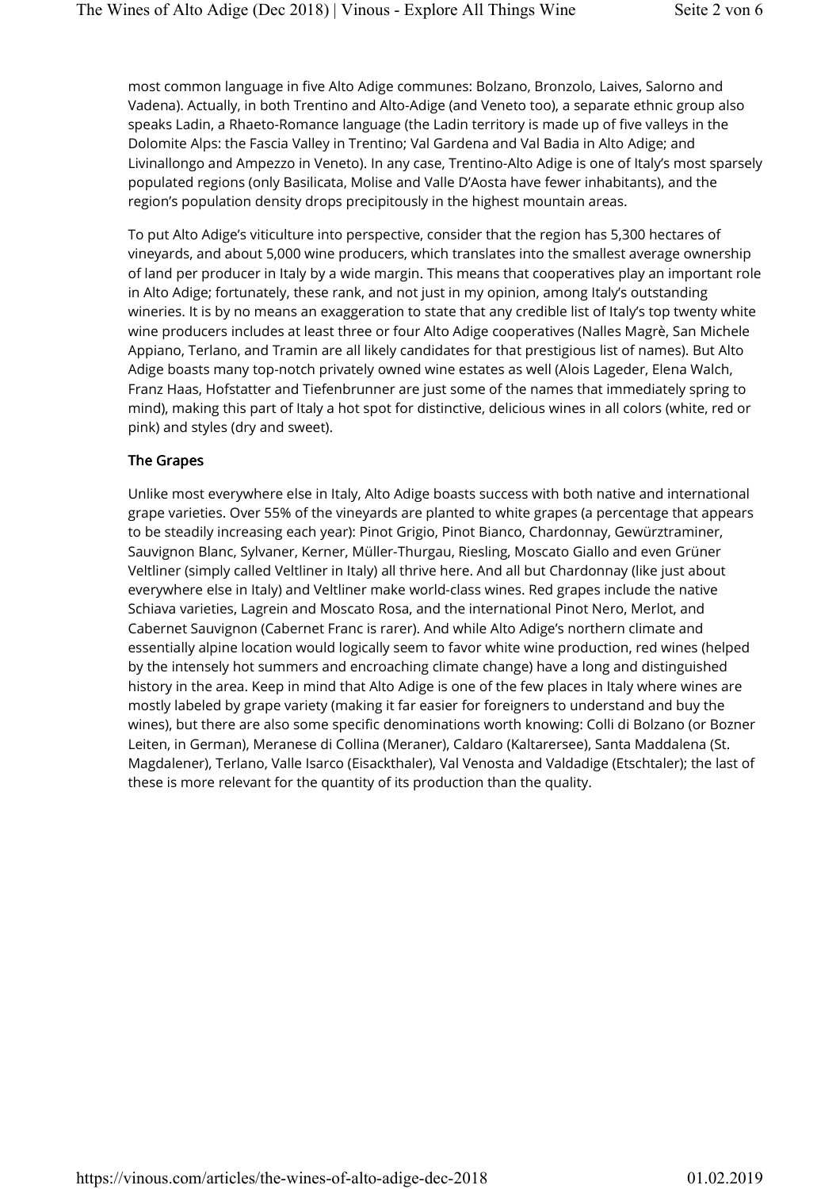most common language in five Alto Adige communes: Bolzano, Bronzolo, Laives, Salorno and Vadena). Actually, in both Trentino and Alto-Adige (and Veneto too), a separate ethnic group also speaks Ladin, a Rhaeto-Romance language (the Ladin territory is made up of five valleys in the Dolomite Alps: the Fascia Valley in Trentino; Val Gardena and Val Badia in Alto Adige; and Livinallongo and Ampezzo in Veneto). In any case, Trentino-Alto Adige is one of Italy's most sparsely populated regions (only Basilicata, Molise and Valle D'Aosta have fewer inhabitants), and the region's population density drops precipitously in the highest mountain areas.

To put Alto Adige's viticulture into perspective, consider that the region has 5,300 hectares of vineyards, and about 5,000 wine producers, which translates into the smallest average ownership of land per producer in Italy by a wide margin. This means that cooperatives play an important role in Alto Adige; fortunately, these rank, and not just in my opinion, among Italy's outstanding wineries. It is by no means an exaggeration to state that any credible list of Italy's top twenty white wine producers includes at least three or four Alto Adige cooperatives (Nalles Magrè, San Michele Appiano, Terlano, and Tramin are all likely candidates for that prestigious list of names). But Alto Adige boasts many top-notch privately owned wine estates as well (Alois Lageder, Elena Walch, Franz Haas, Hofstatter and Tiefenbrunner are just some of the names that immediately spring to mind), making this part of Italy a hot spot for distinctive, delicious wines in all colors (white, red or pink) and styles (dry and sweet).

## The Grapes

Unlike most everywhere else in Italy, Alto Adige boasts success with both native and international grape varieties. Over 55% of the vineyards are planted to white grapes (a percentage that appears to be steadily increasing each year): Pinot Grigio, Pinot Bianco, Chardonnay, Gewürztraminer, Sauvignon Blanc, Sylvaner, Kerner, Müller-Thurgau, Riesling, Moscato Giallo and even Grüner Veltliner (simply called Veltliner in Italy) all thrive here. And all but Chardonnay (like just about everywhere else in Italy) and Veltliner make world-class wines. Red grapes include the native Schiava varieties, Lagrein and Moscato Rosa, and the international Pinot Nero, Merlot, and Cabernet Sauvignon (Cabernet Franc is rarer). And while Alto Adige's northern climate and essentially alpine location would logically seem to favor white wine production, red wines (helped by the intensely hot summers and encroaching climate change) have a long and distinguished history in the area. Keep in mind that Alto Adige is one of the few places in Italy where wines are mostly labeled by grape variety (making it far easier for foreigners to understand and buy the wines), but there are also some specific denominations worth knowing: Colli di Bolzano (or Bozner Leiten, in German), Meranese di Collina (Meraner), Caldaro (Kaltarersee), Santa Maddalena (St. Magdalener), Terlano, Valle Isarco (Eisackthaler), Val Venosta and Valdadige (Etschtaler); the last of these is more relevant for the quantity of its production than the quality.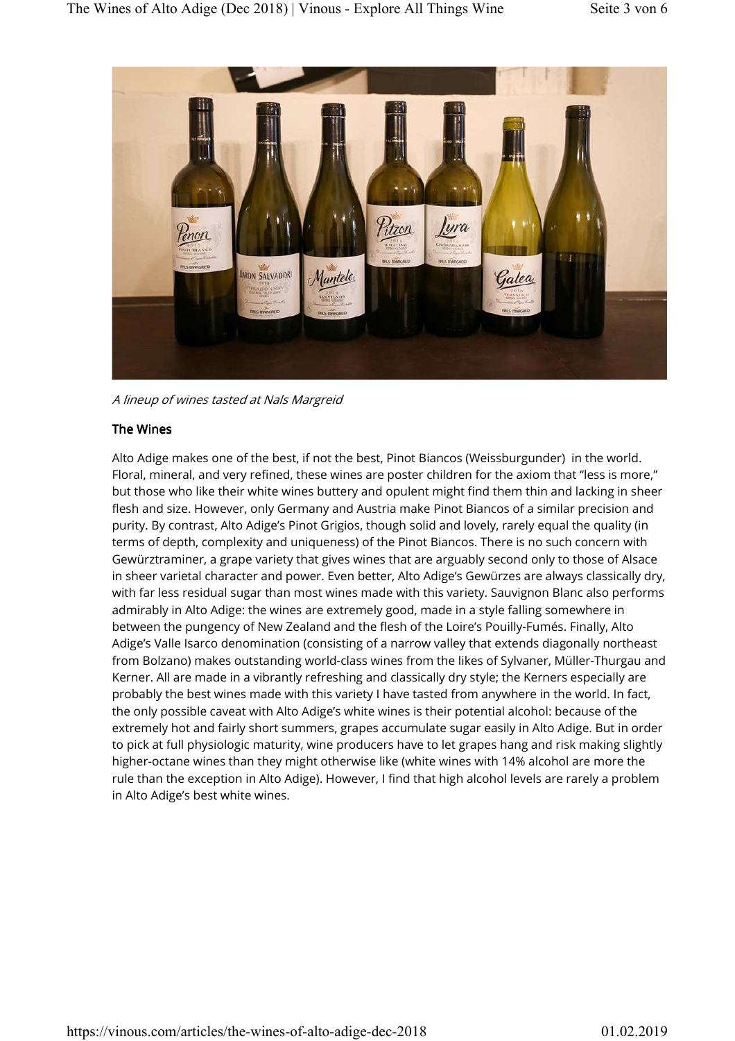*A lineup of wines tasted at Nals Margreid*

**The Wines**

Alto Adige makes one of the best, if not the best, Pinot Biancos (Weissburgunder)  in the world. Floral, mineral, and very refined, these wines are poster children for the axiom that "less is more," but those who like their white wines buttery and opulent might find them thin and lacking in sheer flesh and size. However, only Germany and Austria make Pinot Biancos of a similar precision and purity. By contrast, Alto Adige's Pinot Grigios, though solid and lovely, rarely equal the quality (in terms of depth, complexity and uniqueness) of the Pinot Biancos. There is no such concern with Gewürztraminer, a grape variety that gives wines that are arguably second only to those of Alsace in sheer varietal character and power. Even better, Alto Adige's Gewürzes are always classically dry, with far less residual sugar than most wines made with this variety. Sauvignon Blanc also performs admirably in Alto Adige: the wines are extremely good, made in a style falling somewhere in between the pungency of New Zealand and the flesh of the Loire's Pouilly-Fumés. Finally, Alto Adige's Valle Isarco denomination (consisting of a narrow valley that extends diagonally northeast from Bolzano) makes outstanding world-class wines from the likes of Sylvaner, Müller-Thurgau and Kerner. All are made in a vibrantly refreshing and classically dry style; the Kerners especially are probably the best wines made with this variety I have tasted from anywhere in the world. In fact, the only possible caveat with Alto Adige's white wines is their potential alcohol: because of the extremely hot and fairly short summers, grapes accumulate sugar easily in Alto Adige. But in order to pick at full physiologic maturity, wine producers have to let grapes hang and risk making slightly higher-octane wines than they might otherwise like (white wines with 14% alcohol are more the rule than the exception in Alto Adige). However, I find that high alcohol levels are rarely a problem in Alto Adige's best white wines.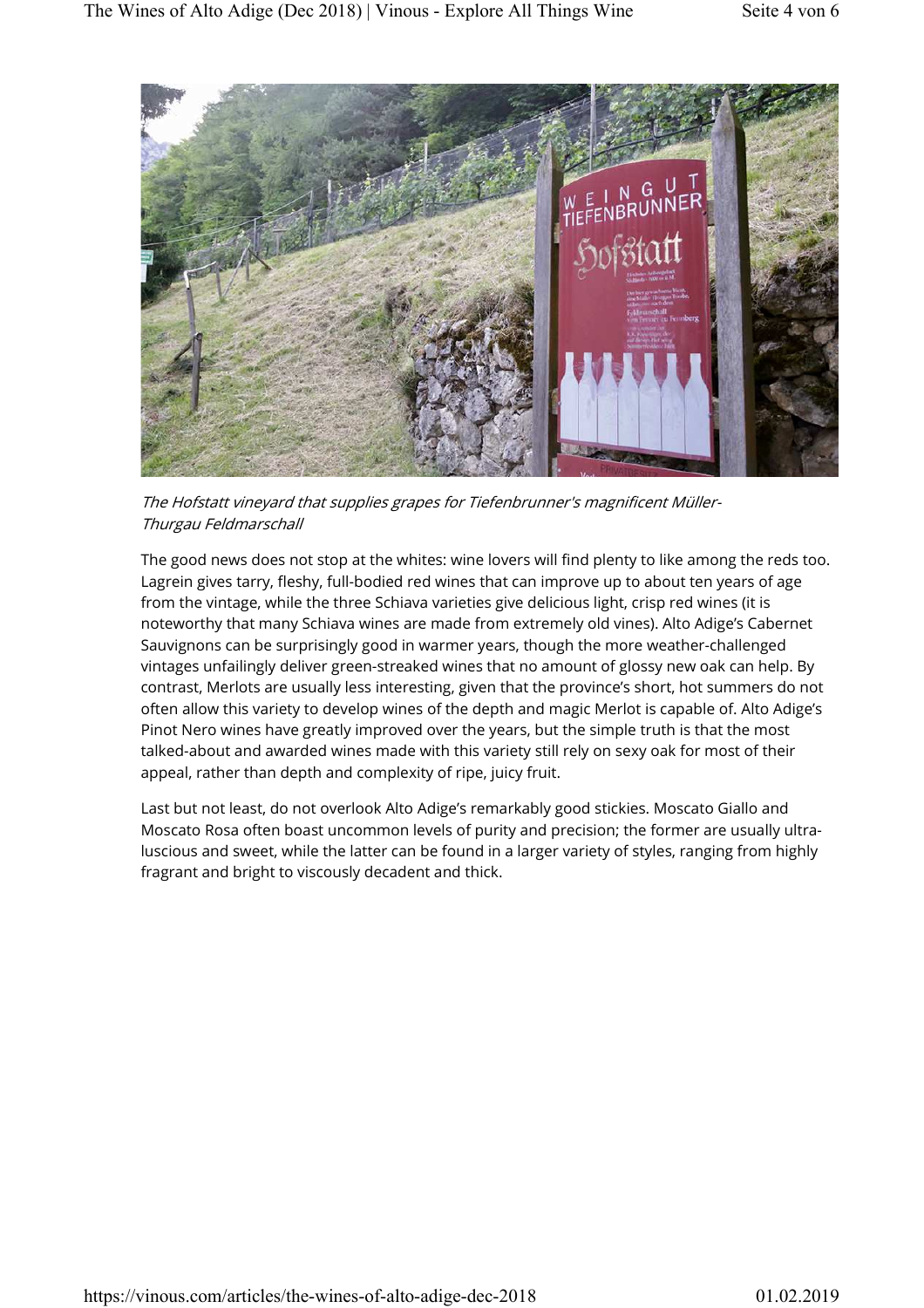*The Hofstatt vineyard that supplies grapes for Tiefenbrunner's magnificent Müller-Thurgau Feldmarschall*

The good news does not stop at the whites: wine lovers will find plenty to like among the reds too. Lagrein gives tarry, fleshy, full-bodied red wines that can improve up to about ten years of age from the vintage, while the three Schiava varieties give delicious light, crisp red wines (it is noteworthy that many Schiava wines are made from extremely old vines). Alto Adige's Cabernet Sauvignons can be surprisingly good in warmer years, though the more weather-challenged vintages unfailingly deliver green-streaked wines that no amount of glossy new oak can help. By contrast, Merlots are usually less interesting, given that the province's short, hot summers do not often allow this variety to develop wines of the depth and magic Merlot is capable of. Alto Adige's Pinot Nero wines have greatly improved over the years, but the simple truth is that the most talked-about and awarded wines made with this variety still rely on sexy oak for most of their appeal, rather than depth and complexity of ripe, juicy fruit.

Last but not least, do not overlook Alto Adige's remarkably good stickies. Moscato Giallo and Moscato Rosa often boast uncommon levels of purity and precision; the former are usually ultra-luscious and sweet, while the latter can be found in a larger variety of styles, ranging from highly fragrant and bright to viscously decadent and thick.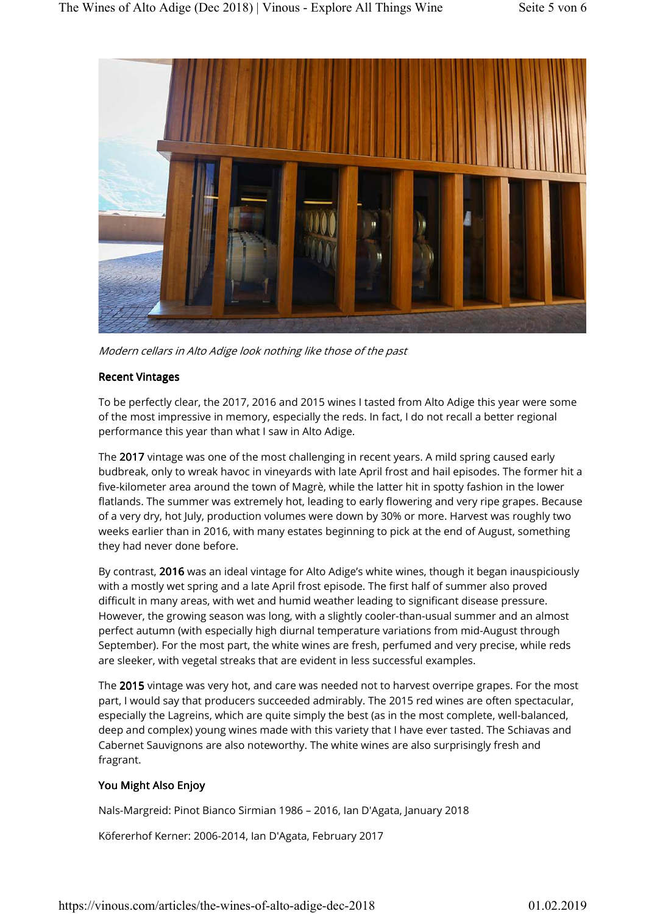*Modern cellars in Alto Adige look nothing like those of the past*

## Recent Vintages

To be perfectly clear, the 2017, 2016 and 2015 wines I tasted from Alto Adige this year were some of the most impressive in memory, especially the reds. In fact, I do not recall a better regional performance this year than what I saw in Alto Adige.

The **2017** vintage was one of the most challenging in recent years. A mild spring caused early budbreak, only to wreak havoc in vineyards with late April frost and hail episodes. The former hit a five-kilometer area around the town of Magrè, while the latter hit in spotty fashion in the lower flatlands. The summer was extremely hot, leading to early flowering and very ripe grapes. Because of a very dry, hot July, production volumes were down by 30% or more. Harvest was roughly two weeks earlier than in 2016, with many estates beginning to pick at the end of August, something they had never done before.

By contrast, **2016** was an ideal vintage for Alto Adige's white wines, though it began inauspiciously with a mostly wet spring and a late April frost episode. The first half of summer also proved difficult in many areas, with wet and humid weather leading to significant disease pressure. However, the growing season was long, with a slightly cooler-than-usual summer and an almost perfect autumn (with especially high diurnal temperature variations from mid-August through September). For the most part, the white wines are fresh, perfumed and very precise, while reds are sleeker, with vegetal streaks that are evident in less successful examples.

The **2015** vintage was very hot, and care was needed not to harvest overripe grapes. For the most part, I would say that producers succeeded admirably. The 2015 red wines are often spectacular, especially the Lagreins, which are quite simply the best (as in the most complete, well-balanced, deep and complex) young wines made with this variety that I have ever tasted. The Schiavas and Cabernet Sauvignons are also noteworthy. The white wines are also surprisingly fresh and fragrant.

## You Might Also Enjoy

Nals-Margreid: Pinot Bianco Sirmian 1986 – 2016, Ian D'Agata, January 2018

Köfererhof Kerner: 2006-2014, Ian D'Agata, February 2017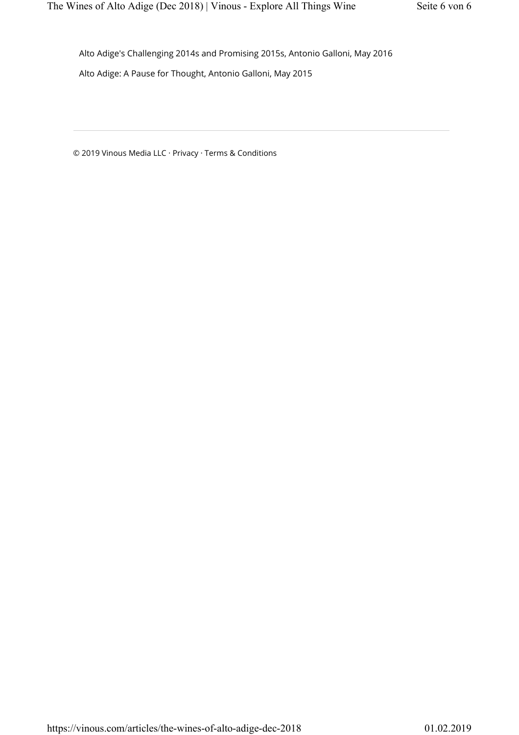Alto Adige's Challenging 2014s and Promising 2015s, Antonio Galloni, May 2016

Alto Adige: A Pause for Thought, Antonio Galloni, May 2015

---

© 2019 Vinous Media LLC · Privacy · Terms & Conditions